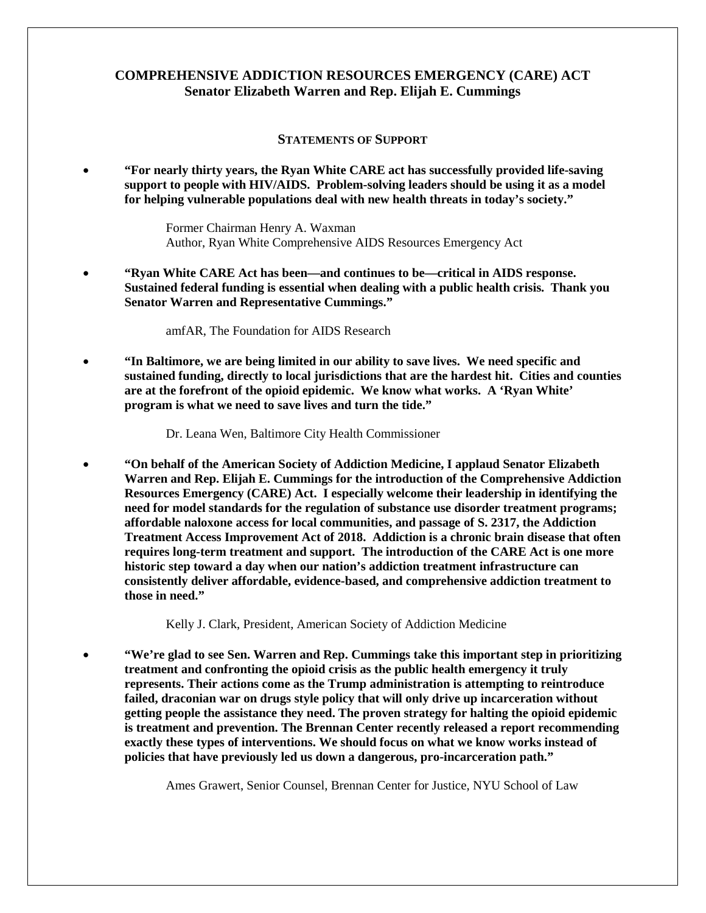## COMPREHENSIVE ADDICTION RESOURCES EMERGENCY (CARE) ACT
### Senator Elizabeth Warren and Rep. Elijah E. Cummings

### STATEMENTS OF SUPPORT

- **"For nearly thirty years, the Ryan White CARE act has successfully provided life-saving support to people with HIV/AIDS. Problem-solving leaders should be using it as a model for helping vulnerable populations deal with new health threats in today's society."**

  Former Chairman Henry A. Waxman
  Author, Ryan White Comprehensive AIDS Resources Emergency Act

- **"Ryan White CARE Act has been—and continues to be—critical in AIDS response. Sustained federal funding is essential when dealing with a public health crisis. Thank you Senator Warren and Representative Cummings."**

  amfAR, The Foundation for AIDS Research

- **"In Baltimore, we are being limited in our ability to save lives. We need specific and sustained funding, directly to local jurisdictions that are the hardest hit. Cities and counties are at the forefront of the opioid epidemic. We know what works. A 'Ryan White' program is what we need to save lives and turn the tide."**

  Dr. Leana Wen, Baltimore City Health Commissioner

- **"On behalf of the American Society of Addiction Medicine, I applaud Senator Elizabeth Warren and Rep. Elijah E. Cummings for the introduction of the Comprehensive Addiction Resources Emergency (CARE) Act. I especially welcome their leadership in identifying the need for model standards for the regulation of substance use disorder treatment programs; affordable naloxone access for local communities, and passage of S. 2317, the Addiction Treatment Access Improvement Act of 2018. Addiction is a chronic brain disease that often requires long-term treatment and support. The introduction of the CARE Act is one more historic step toward a day when our nation's addiction treatment infrastructure can consistently deliver affordable, evidence-based, and comprehensive addiction treatment to those in need."**

  Kelly J. Clark, President, American Society of Addiction Medicine

- **"We're glad to see Sen. Warren and Rep. Cummings take this important step in prioritizing treatment and confronting the opioid crisis as the public health emergency it truly represents. Their actions come as the Trump administration is attempting to reintroduce failed, draconian war on drugs style policy that will only drive up incarceration without getting people the assistance they need. The proven strategy for halting the opioid epidemic is treatment and prevention. The Brennan Center recently released a report recommending exactly these types of interventions. We should focus on what we know works instead of policies that have previously led us down a dangerous, pro-incarceration path."**

  Ames Grawert, Senior Counsel, Brennan Center for Justice, NYU School of Law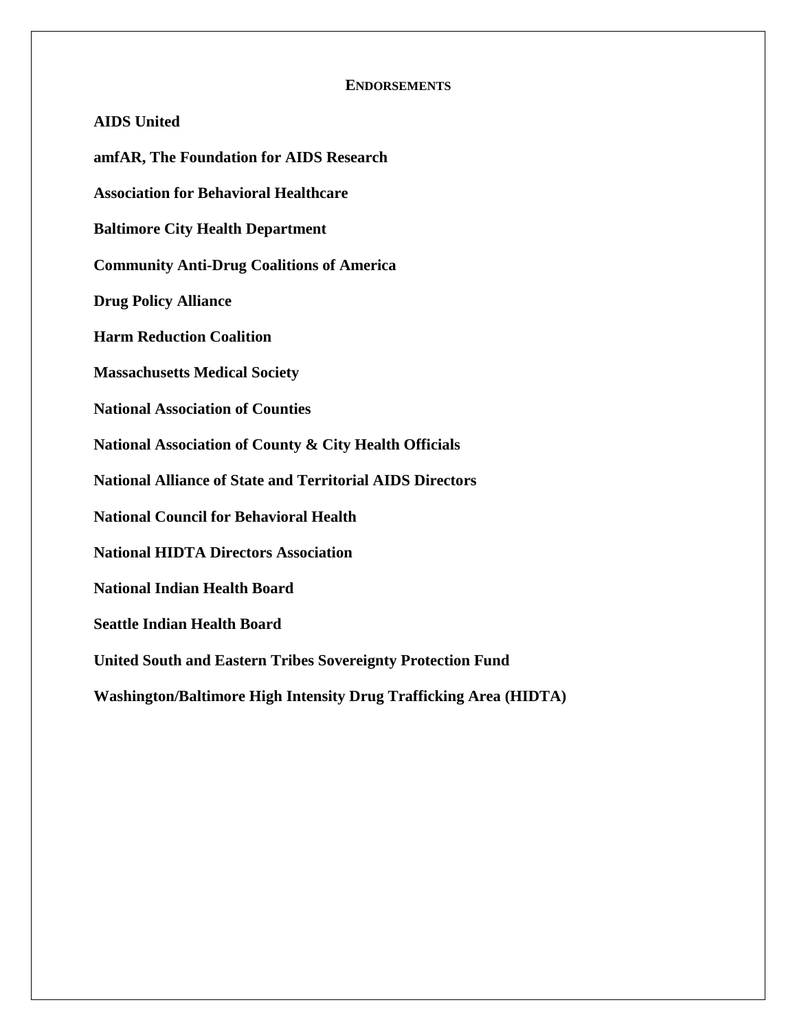## ENDORSEMENTS

**AIDS United**

**amfAR, The Foundation for AIDS Research**

**Association for Behavioral Healthcare**

**Baltimore City Health Department**

**Community Anti-Drug Coalitions of America**

**Drug Policy Alliance**

**Harm Reduction Coalition**

**Massachusetts Medical Society**

**National Association of Counties**

**National Association of County & City Health Officials**

**National Alliance of State and Territorial AIDS Directors**

**National Council for Behavioral Health**

**National HIDTA Directors Association**

**National Indian Health Board**

**Seattle Indian Health Board**

**United South and Eastern Tribes Sovereignty Protection Fund**

**Washington/Baltimore High Intensity Drug Trafficking Area (HIDTA)**